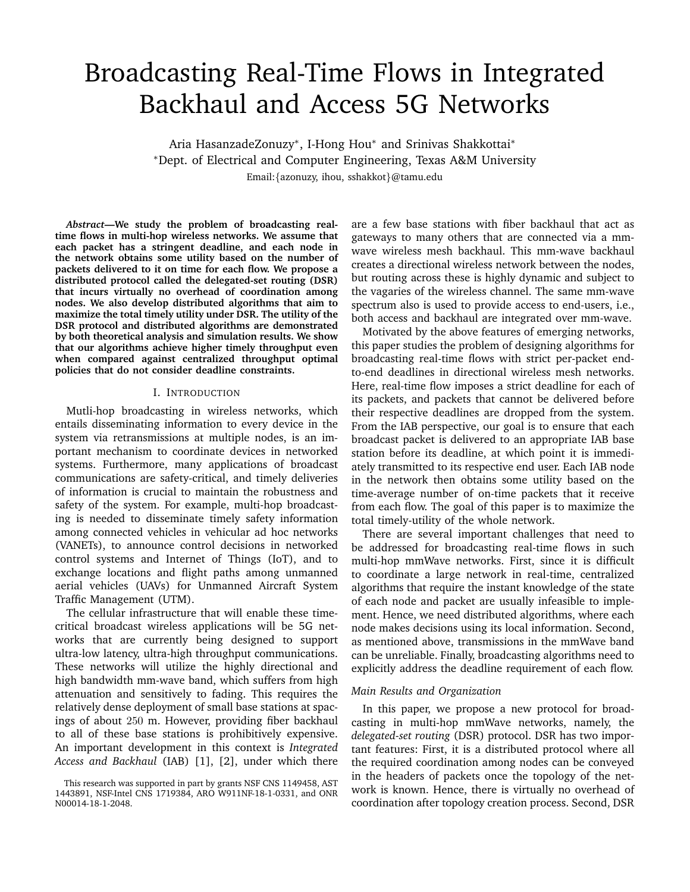# Broadcasting Real-Time Flows in Integrated Backhaul and Access 5G Networks

Aria HasanzadeZonuzy*, I-Hong Hou* and Srinivas Shakkottai*

*Dept. of Electrical and Computer Engineering, Texas A&M University

Email:{azonuzy, ihou, sshakkot}@tamu.edu

***Abstract*—We study the problem of broadcasting real-time flows in multi-hop wireless networks. We assume that each packet has a stringent deadline, and each node in the network obtains some utility based on the number of packets delivered to it on time for each flow. We propose a distributed protocol called the delegated-set routing (DSR) that incurs virtually no overhead of coordination among nodes. We also develop distributed algorithms that aim to maximize the total timely utility under DSR. The utility of the DSR protocol and distributed algorithms are demonstrated by both theoretical analysis and simulation results. We show that our algorithms achieve higher timely throughput even when compared against centralized throughput optimal policies that do not consider deadline constraints.**

## I. Introduction

Mutli-hop broadcasting in wireless networks, which entails disseminating information to every device in the system via retransmissions at multiple nodes, is an important mechanism to coordinate devices in networked systems. Furthermore, many applications of broadcast communications are safety-critical, and timely deliveries of information is crucial to maintain the robustness and safety of the system. For example, multi-hop broadcasting is needed to disseminate timely safety information among connected vehicles in vehicular ad hoc networks (VANETs), to announce control decisions in networked control systems and Internet of Things (IoT), and to exchange locations and flight paths among unmanned aerial vehicles (UAVs) for Unmanned Aircraft System Traffic Management (UTM).

The cellular infrastructure that will enable these time-critical broadcast wireless applications will be 5G networks that are currently being designed to support ultra-low latency, ultra-high throughput communications. These networks will utilize the highly directional and high bandwidth mm-wave band, which suffers from high attenuation and sensitively to fading. This requires the relatively dense deployment of small base stations at spacings of about $250$ m. However, providing fiber backhaul to all of these base stations is prohibitively expensive. An important development in this context is *Integrated Access and Backhaul* (IAB) [1], [2], under which there are a few base stations with fiber backhaul that act as gateways to many others that are connected via a mm-wave wireless mesh backhaul. This mm-wave backhaul creates a directional wireless network between the nodes, but routing across these is highly dynamic and subject to the vagaries of the wireless channel. The same mm-wave spectrum also is used to provide access to end-users, i.e., both access and backhaul are integrated over mm-wave.

Motivated by the above features of emerging networks, this paper studies the problem of designing algorithms for broadcasting real-time flows with strict per-packet end-to-end deadlines in directional wireless mesh networks. Here, real-time flow imposes a strict deadline for each of its packets, and packets that cannot be delivered before their respective deadlines are dropped from the system. From the IAB perspective, our goal is to ensure that each broadcast packet is delivered to an appropriate IAB base station before its deadline, at which point it is immediately transmitted to its respective end user. Each IAB node in the network then obtains some utility based on the time-average number of on-time packets that it receive from each flow. The goal of this paper is to maximize the total timely-utility of the whole network.

There are several important challenges that need to be addressed for broadcasting real-time flows in such multi-hop mmWave networks. First, since it is difficult to coordinate a large network in real-time, centralized algorithms that require the instant knowledge of the state of each node and packet are usually infeasible to implement. Hence, we need distributed algorithms, where each node makes decisions using its local information. Second, as mentioned above, transmissions in the mmWave band can be unreliable. Finally, broadcasting algorithms need to explicitly address the deadline requirement of each flow.

### *Main Results and Organization*

In this paper, we propose a new protocol for broadcasting in multi-hop mmWave networks, namely, the *delegated-set routing* (DSR) protocol. DSR has two important features: First, it is a distributed protocol where all the required coordination among nodes can be conveyed in the headers of packets once the topology of the network is known. Hence, there is virtually no overhead of coordination after topology creation process. Second, DSR

This research was supported in part by grants NSF CNS 1149458, AST 1443891, NSF-Intel CNS 1719384, ARO W911NF-18-1-0331, and ONR N00014-18-1-2048.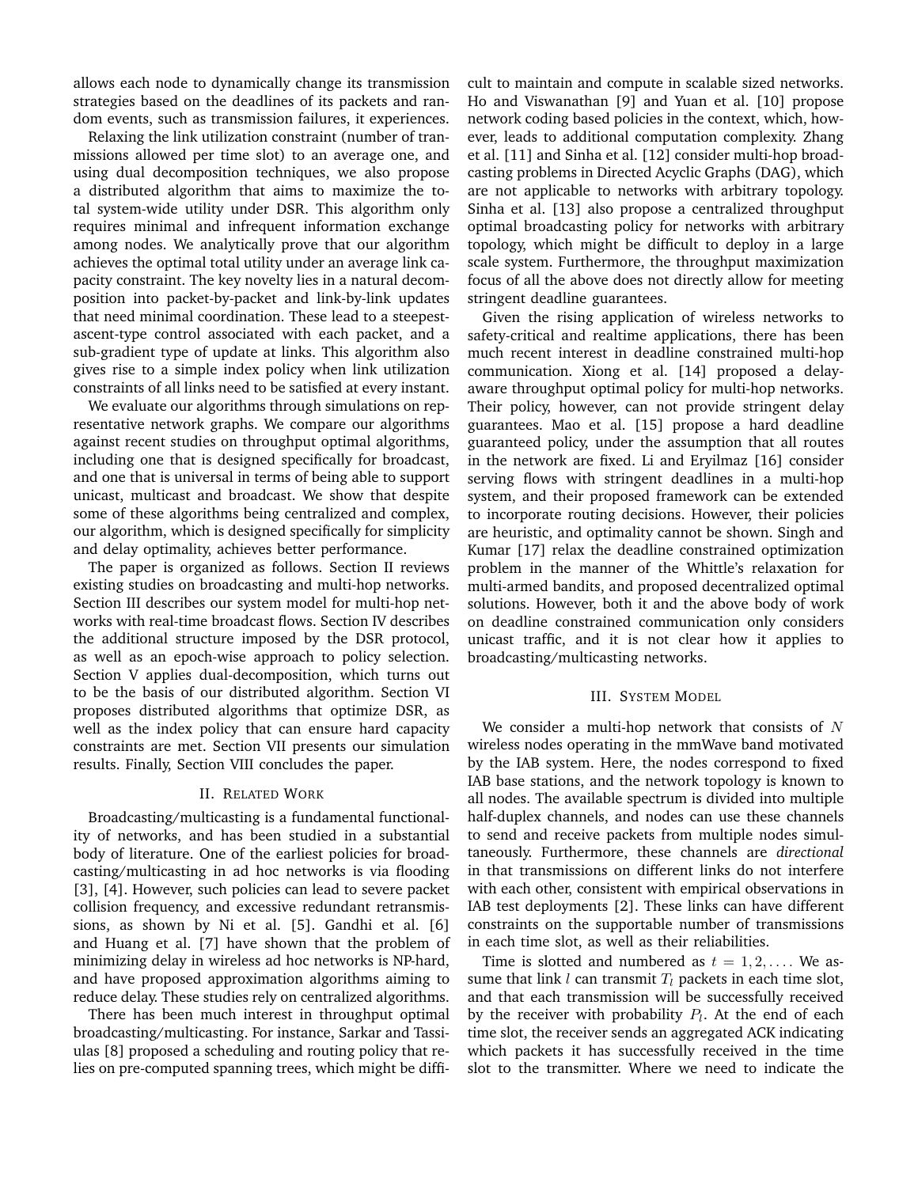allows each node to dynamically change its transmission strategies based on the deadlines of its packets and random events, such as transmission failures, it experiences.

Relaxing the link utilization constraint (number of transmissions allowed per time slot) to an average one, and using dual decomposition techniques, we also propose a distributed algorithm that aims to maximize the total system-wide utility under DSR. This algorithm only requires minimal and infrequent information exchange among nodes. We analytically prove that our algorithm achieves the optimal total utility under an average link capacity constraint. The key novelty lies in a natural decomposition into packet-by-packet and link-by-link updates that need minimal coordination. These lead to a steepest-ascent-type control associated with each packet, and a sub-gradient type of update at links. This algorithm also gives rise to a simple index policy when link utilization constraints of all links need to be satisfied at every instant.

We evaluate our algorithms through simulations on representative network graphs. We compare our algorithms against recent studies on throughput optimal algorithms, including one that is designed specifically for broadcast, and one that is universal in terms of being able to support unicast, multicast and broadcast. We show that despite some of these algorithms being centralized and complex, our algorithm, which is designed specifically for simplicity and delay optimality, achieves better performance.

The paper is organized as follows. Section II reviews existing studies on broadcasting and multi-hop networks. Section III describes our system model for multi-hop networks with real-time broadcast flows. Section IV describes the additional structure imposed by the DSR protocol, as well as an epoch-wise approach to policy selection. Section V applies dual-decomposition, which turns out to be the basis of our distributed algorithm. Section VI proposes distributed algorithms that optimize DSR, as well as the index policy that can ensure hard capacity constraints are met. Section VII presents our simulation results. Finally, Section VIII concludes the paper.

## II. Related Work

Broadcasting/multicasting is a fundamental functionality of networks, and has been studied in a substantial body of literature. One of the earliest policies for broadcasting/multicasting in ad hoc networks is via flooding [3], [4]. However, such policies can lead to severe packet collision frequency, and excessive redundant retransmissions, as shown by Ni et al. [5]. Gandhi et al. [6] and Huang et al. [7] have shown that the problem of minimizing delay in wireless ad hoc networks is NP-hard, and have proposed approximation algorithms aiming to reduce delay. These studies rely on centralized algorithms.

There has been much interest in throughput optimal broadcasting/multicasting. For instance, Sarkar and Tassiulas [8] proposed a scheduling and routing policy that relies on pre-computed spanning trees, which might be difficult to maintain and compute in scalable sized networks. Ho and Viswanathan [9] and Yuan et al. [10] propose network coding based policies in the context, which, however, leads to additional computation complexity. Zhang et al. [11] and Sinha et al. [12] consider multi-hop broadcasting problems in Directed Acyclic Graphs (DAG), which are not applicable to networks with arbitrary topology. Sinha et al. [13] also propose a centralized throughput optimal broadcasting policy for networks with arbitrary topology, which might be difficult to deploy in a large scale system. Furthermore, the throughput maximization focus of all the above does not directly allow for meeting stringent deadline guarantees.

Given the rising application of wireless networks to safety-critical and realtime applications, there has been much recent interest in deadline constrained multi-hop communication. Xiong et al. [14] proposed a delay-aware throughput optimal policy for multi-hop networks. Their policy, however, can not provide stringent delay guarantees. Mao et al. [15] propose a hard deadline guaranteed policy, under the assumption that all routes in the network are fixed. Li and Eryilmaz [16] consider serving flows with stringent deadlines in a multi-hop system, and their proposed framework can be extended to incorporate routing decisions. However, their policies are heuristic, and optimality cannot be shown. Singh and Kumar [17] relax the deadline constrained optimization problem in the manner of the Whittle's relaxation for multi-armed bandits, and proposed decentralized optimal solutions. However, both it and the above body of work on deadline constrained communication only considers unicast traffic, and it is not clear how it applies to broadcasting/multicasting networks.

## III. System Model

We consider a multi-hop network that consists of $N$ wireless nodes operating in the mmWave band motivated by the IAB system. Here, the nodes correspond to fixed IAB base stations, and the network topology is known to all nodes. The available spectrum is divided into multiple half-duplex channels, and nodes can use these channels to send and receive packets from multiple nodes simultaneously. Furthermore, these channels are *directional* in that transmissions on different links do not interfere with each other, consistent with empirical observations in IAB test deployments [2]. These links can have different constraints on the supportable number of transmissions in each time slot, as well as their reliabilities.

Time is slotted and numbered as $t = 1, 2, \ldots$. We assume that link $l$ can transmit $T_l$ packets in each time slot, and that each transmission will be successfully received by the receiver with probability $P_l$. At the end of each time slot, the receiver sends an aggregated ACK indicating which packets it has successfully received in the time slot to the transmitter. Where we need to indicate the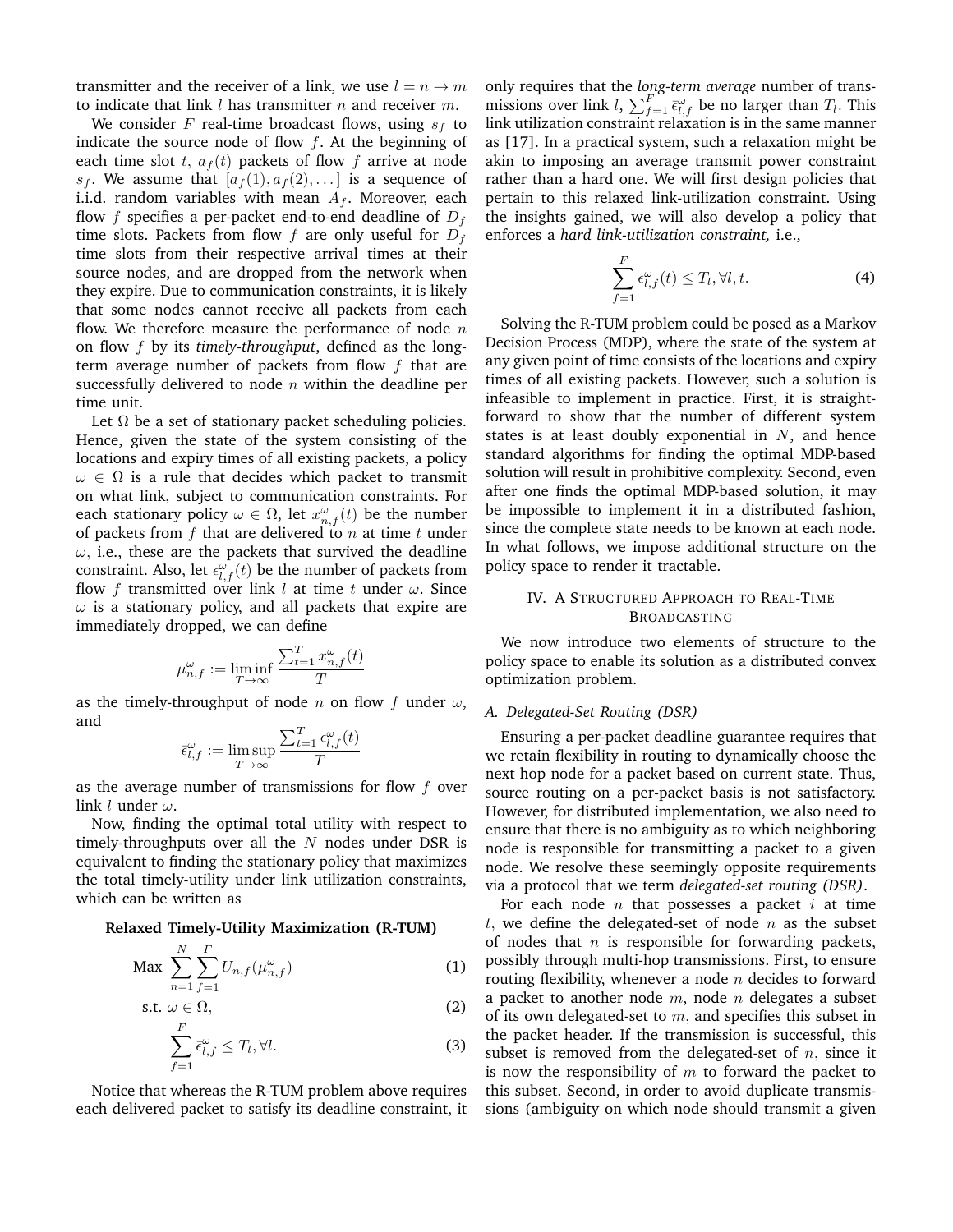transmitter and the receiver of a link, we use $l = n \to m$ to indicate that link $l$ has transmitter $n$ and receiver $m$.

We consider $F$ real-time broadcast flows, using $s_f$ to indicate the source node of flow $f$. At the beginning of each time slot $t$, $a_f(t)$ packets of flow $f$ arrive at node $s_f$. We assume that $[a_f(1), a_f(2), \dots]$ is a sequence of i.i.d. random variables with mean $A_f$. Moreover, each flow $f$ specifies a per-packet end-to-end deadline of $D_f$ time slots. Packets from flow $f$ are only useful for $D_f$ time slots from their respective arrival times at their source nodes, and are dropped from the network when they expire. Due to communication constraints, it is likely that some nodes cannot receive all packets from each flow. We therefore measure the performance of node $n$ on flow $f$ by its *timely-throughput*, defined as the long-term average number of packets from flow $f$ that are successfully delivered to node $n$ within the deadline per time unit.

Let $\Omega$ be a set of stationary packet scheduling policies. Hence, given the state of the system consisting of the locations and expiry times of all existing packets, a policy $\omega \in \Omega$ is a rule that decides which packet to transmit on what link, subject to communication constraints. For each stationary policy $\omega \in \Omega$, let $x^\omega_{n,f}(t)$ be the number of packets from $f$ that are delivered to $n$ at time $t$ under $\omega$, i.e., these are the packets that survived the deadline constraint. Also, let $\epsilon^\omega_{l,f}(t)$ be the number of packets from flow $f$ transmitted over link $l$ at time $t$ under $\omega$. Since $\omega$ is a stationary policy, and all packets that expire are immediately dropped, we can define

$$\mu^\omega_{n,f} := \liminf_{T \to \infty} \frac{\sum_{t=1}^{T} x^\omega_{n,f}(t)}{T}$$

as the timely-throughput of node $n$ on flow $f$ under $\omega$, and

$$\bar{\epsilon}^\omega_{l,f} := \limsup_{T \to \infty} \frac{\sum_{t=1}^{T} \epsilon^\omega_{l,f}(t)}{T}$$

as the average number of transmissions for flow $f$ over link $l$ under $\omega$.

Now, finding the optimal total utility with respect to timely-throughputs over all the $N$ nodes under DSR is equivalent to finding the stationary policy that maximizes the total timely-utility under link utilization constraints, which can be written as

**Relaxed Timely-Utility Maximization (R-TUM)**

$$\text{Max } \sum_{n=1}^{N} \sum_{f=1}^{F} U_{n,f}(\mu^\omega_{n,f}) \tag{1}$$

$$\text{s.t. } \omega \in \Omega, \tag{2}$$

$$\sum_{f=1}^{F} \bar{\epsilon}^\omega_{l,f} \leq T_l, \forall l. \tag{3}$$

Notice that whereas the R-TUM problem above requires each delivered packet to satisfy its deadline constraint, it only requires that the *long-term average* number of transmissions over link $l$, $\sum_{f=1}^{F} \bar{\epsilon}^\omega_{l,f}$ be no larger than $T_l$. This link utilization constraint relaxation is in the same manner as [17]. In a practical system, such a relaxation might be akin to imposing an average transmit power constraint rather than a hard one. We will first design policies that pertain to this relaxed link-utilization constraint. Using the insights gained, we will also develop a policy that enforces a *hard link-utilization constraint,* i.e.,

$$\sum_{f=1}^{F} \epsilon^\omega_{l,f}(t) \leq T_l, \forall l, t. \tag{4}$$

Solving the R-TUM problem could be posed as a Markov Decision Process (MDP), where the state of the system at any given point of time consists of the locations and expiry times of all existing packets. However, such a solution is infeasible to implement in practice. First, it is straightforward to show that the number of different system states is at least doubly exponential in $N$, and hence standard algorithms for finding the optimal MDP-based solution will result in prohibitive complexity. Second, even after one finds the optimal MDP-based solution, it may be impossible to implement it in a distributed fashion, since the complete state needs to be known at each node. In what follows, we impose additional structure on the policy space to render it tractable.

## IV. A Structured Approach to Real-Time Broadcasting

We now introduce two elements of structure to the policy space to enable its solution as a distributed convex optimization problem.

### A. Delegated-Set Routing (DSR)

Ensuring a per-packet deadline guarantee requires that we retain flexibility in routing to dynamically choose the next hop node for a packet based on current state. Thus, source routing on a per-packet basis is not satisfactory. However, for distributed implementation, we also need to ensure that there is no ambiguity as to which neighboring node is responsible for transmitting a packet to a given node. We resolve these seemingly opposite requirements via a protocol that we term *delegated-set routing (DSR)*.

For each node $n$ that possesses a packet $i$ at time $t$, we define the delegated-set of node $n$ as the subset of nodes that $n$ is responsible for forwarding packets, possibly through multi-hop transmissions. First, to ensure routing flexibility, whenever a node $n$ decides to forward a packet to another node $m$, node $n$ delegates a subset of its own delegated-set to $m$, and specifies this subset in the packet header. If the transmission is successful, this subset is removed from the delegated-set of $n$, since it is now the responsibility of $m$ to forward the packet to this subset. Second, in order to avoid duplicate transmissions (ambiguity on which node should transmit a given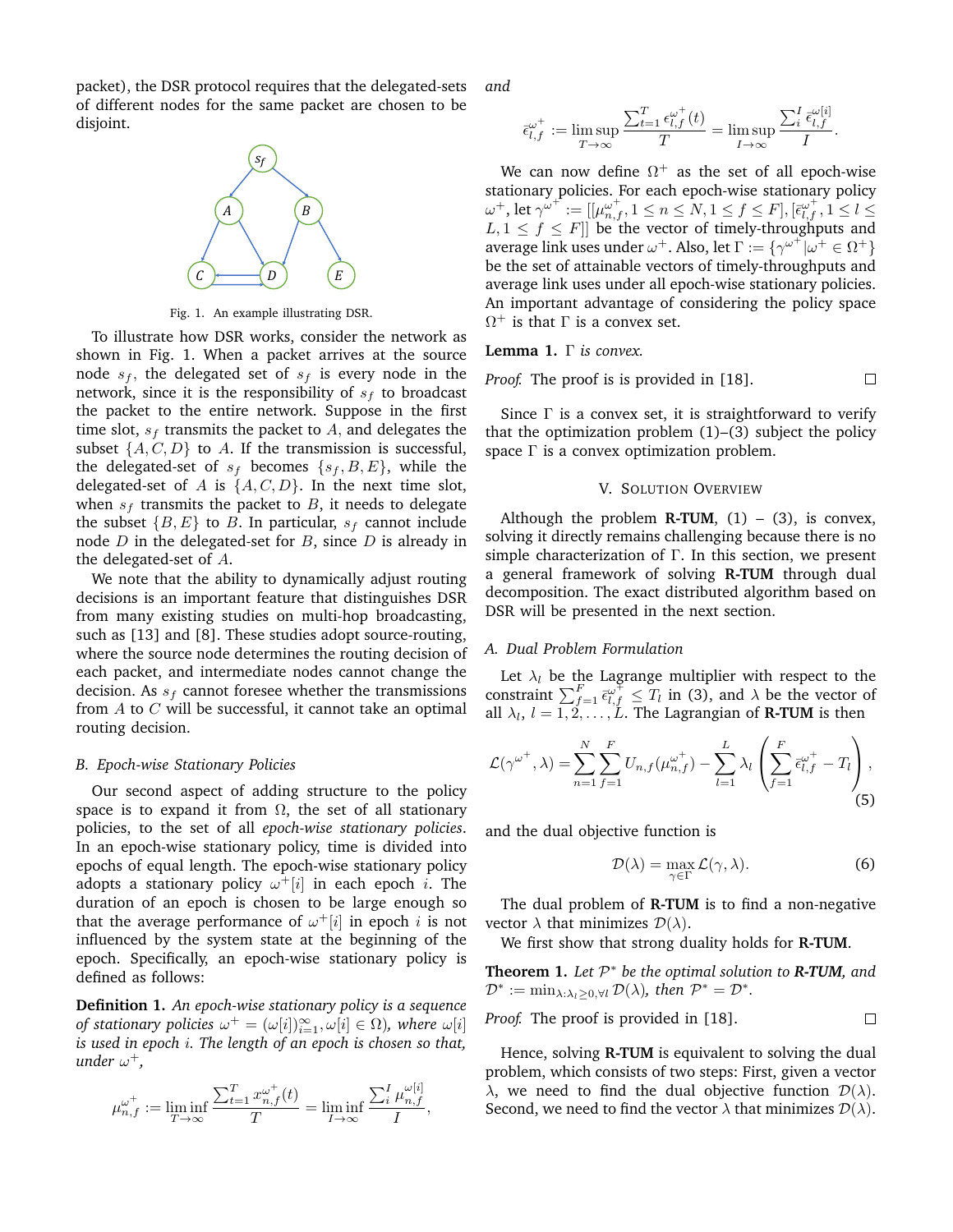packet), the DSR protocol requires that the delegated-sets of different nodes for the same packet are chosen to be disjoint.

Fig. 1. An example illustrating DSR.

To illustrate how DSR works, consider the network as shown in Fig. 1. When a packet arrives at the source node $s_f$, the delegated set of $s_f$ is every node in the network, since it is the responsibility of $s_f$ to broadcast the packet to the entire network. Suppose in the first time slot, $s_f$ transmits the packet to $A$, and delegates the subset $\{A, C, D\}$ to $A$. If the transmission is successful, the delegated-set of $s_f$ becomes $\{s_f, B, E\}$, while the delegated-set of $A$ is $\{A, C, D\}$. In the next time slot, when $s_f$ transmits the packet to $B$, it needs to delegate the subset $\{B, E\}$ to $B$. In particular, $s_f$ cannot include node $D$ in the delegated-set for $B$, since $D$ is already in the delegated-set of $A$.

We note that the ability to dynamically adjust routing decisions is an important feature that distinguishes DSR from many existing studies on multi-hop broadcasting, such as [13] and [8]. These studies adopt source-routing, where the source node determines the routing decision of each packet, and intermediate nodes cannot change the decision. As $s_f$ cannot foresee whether the transmissions from $A$ to $C$ will be successful, it cannot take an optimal routing decision.

### B. Epoch-wise Stationary Policies

Our second aspect of adding structure to the policy space is to expand it from $\Omega$, the set of all stationary policies, to the set of all *epoch-wise stationary policies*. In an epoch-wise stationary policy, time is divided into epochs of equal length. The epoch-wise stationary policy adopts a stationary policy $\omega^+[i]$ in each epoch $i$. The duration of an epoch is chosen to be large enough so that the average performance of $\omega^+[i]$ in epoch $i$ is not influenced by the system state at the beginning of the epoch. Specifically, an epoch-wise stationary policy is defined as follows:

**Definition 1.** *An epoch-wise stationary policy is a sequence of stationary policies $\omega^+ = (\omega[i])_{i=1}^{\infty}, \omega[i] \in \Omega)$, where $\omega[i]$ is used in epoch $i$. The length of an epoch is chosen so that, under $\omega^+$,*

$$\mu_{n,f}^{\omega^+} := \liminf_{T\to\infty} \frac{\sum_{t=1}^{T} x_{n,f}^{\omega^+}(t)}{T} = \liminf_{I\to\infty} \frac{\sum_{i}^{I} \mu_{n,f}^{\omega[i]}}{I},$$

*and*

$$\bar{\epsilon}_{l,f}^{\omega^+} := \limsup_{T\to\infty} \frac{\sum_{t=1}^{T} \epsilon_{l,f}^{\omega^+}(t)}{T} = \limsup_{I\to\infty} \frac{\sum_{i}^{I} \bar{\epsilon}_{l,f}^{\omega[i]}}{I}.$$

We can now define $\Omega^+$ as the set of all epoch-wise stationary policies. For each epoch-wise stationary policy $\omega^+$, let $\gamma^{\omega^+} := [[\mu_{n,f}^{\omega^+}, 1 \le n \le N, 1 \le f \le F], [\bar{\epsilon}_{l,f}^{\omega^+}, 1 \le l \le L, 1 \le f \le F]]$ be the vector of timely-throughputs and average link uses under $\omega^+$. Also, let $\Gamma := \{\gamma^{\omega^+} | \omega^+ \in \Omega^+\}$ be the set of attainable vectors of timely-throughputs and average link uses under all epoch-wise stationary policies. An important advantage of considering the policy space $\Omega^+$ is that $\Gamma$ is a convex set.

**Lemma 1.** *$\Gamma$ is convex.*

*Proof.* The proof is is provided in [18]. □

Since $\Gamma$ is a convex set, it is straightforward to verify that the optimization problem (1)–(3) subject the policy space $\Gamma$ is a convex optimization problem.

## V. Solution Overview

Although the problem **R-TUM**, (1) – (3), is convex, solving it directly remains challenging because there is no simple characterization of $\Gamma$. In this section, we present a general framework of solving **R-TUM** through dual decomposition. The exact distributed algorithm based on DSR will be presented in the next section.

### A. Dual Problem Formulation

Let $\lambda_l$ be the Lagrange multiplier with respect to the constraint $\sum_{f=1}^{F} \bar{\epsilon}_{l,f}^{\omega^+} \le T_l$ in (3), and $\lambda$ be the vector of all $\lambda_l$, $l = 1, 2, \ldots, L$. The Lagrangian of **R-TUM** is then

$$\mathcal{L}(\gamma^{\omega^+}, \lambda) = \sum_{n=1}^{N} \sum_{f=1}^{F} U_{n,f}(\mu_{n,f}^{\omega^+}) - \sum_{l=1}^{L} \lambda_l \left( \sum_{f=1}^{F} \bar{\epsilon}_{l,f}^{\omega^+} - T_l \right), \tag{5}$$

and the dual objective function is

$$\mathcal{D}(\lambda) = \max_{\gamma \in \Gamma} \mathcal{L}(\gamma, \lambda). \tag{6}$$

The dual problem of **R-TUM** is to find a non-negative vector $\lambda$ that minimizes $\mathcal{D}(\lambda)$.

We first show that strong duality holds for **R-TUM**.

**Theorem 1.** *Let $\mathcal{P}^*$ be the optimal solution to **R-TUM**, and $\mathcal{D}^* := \min_{\lambda:\lambda_l \ge 0, \forall l} \mathcal{D}(\lambda)$, then $\mathcal{P}^* = \mathcal{D}^*$.*

*Proof.* The proof is provided in [18]. □

Hence, solving **R-TUM** is equivalent to solving the dual problem, which consists of two steps: First, given a vector $\lambda$, we need to find the dual objective function $\mathcal{D}(\lambda)$. Second, we need to find the vector $\lambda$ that minimizes $\mathcal{D}(\lambda)$.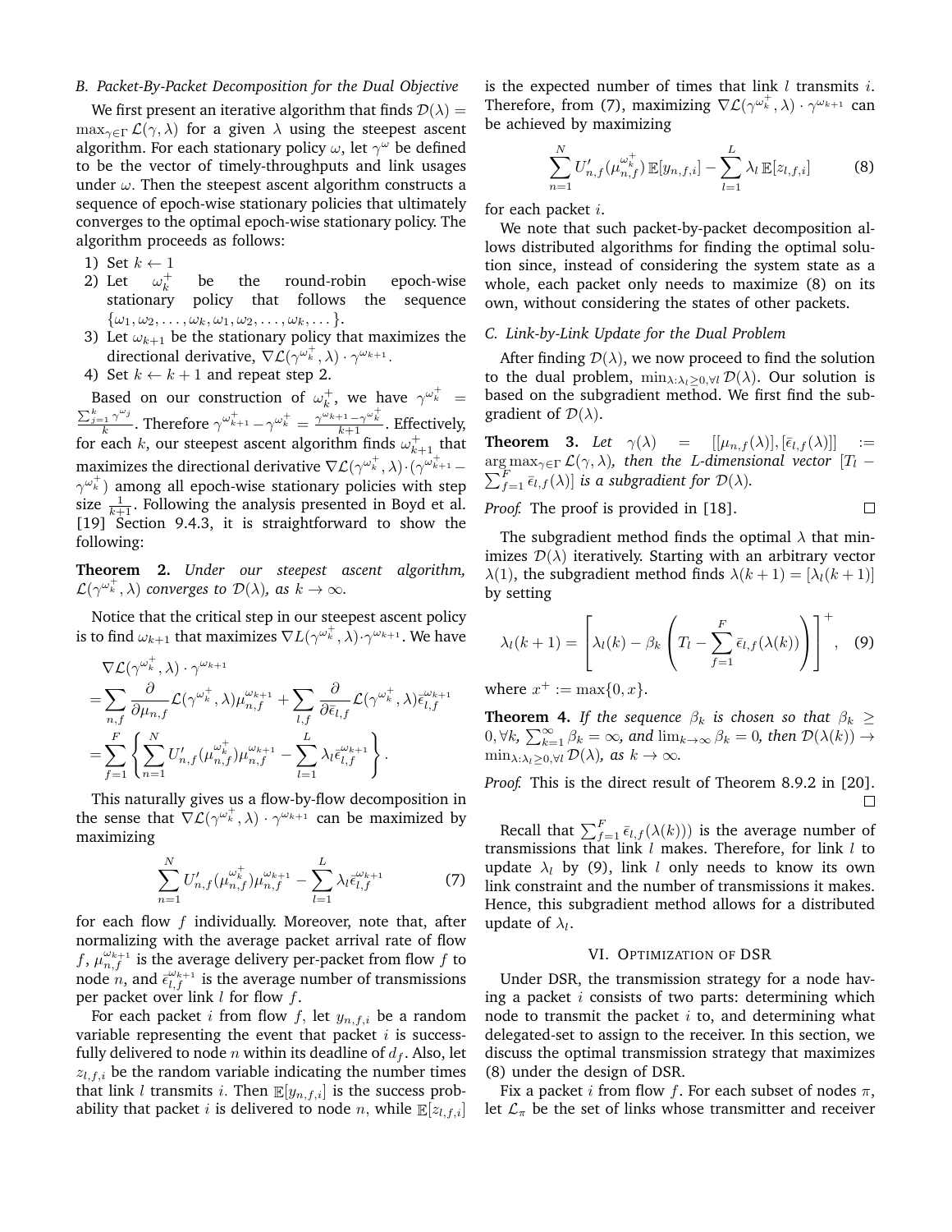### B. Packet-By-Packet Decomposition for the Dual Objective

We first present an iterative algorithm that finds $\mathcal{D}(\lambda) = \max_{\gamma\in\Gamma}\mathcal{L}(\gamma,\lambda)$ for a given $\lambda$ using the steepest ascent algorithm. For each stationary policy $\omega$, let $\gamma^{\omega}$ be defined to be the vector of timely-throughputs and link usages under $\omega$. Then the steepest ascent algorithm constructs a sequence of epoch-wise stationary policies that ultimately converges to the optimal epoch-wise stationary policy. The algorithm proceeds as follows:

1) Set $k \leftarrow 1$
2) Let $\omega_k^+$ be the round-robin epoch-wise stationary policy that follows the sequence $\{\omega_1, \omega_2, \dots, \omega_k, \omega_1, \omega_2, \dots, \omega_k, \dots\}$.
3) Let $\omega_{k+1}$ be the stationary policy that maximizes the directional derivative, $\nabla\mathcal{L}(\gamma^{\omega_k^+},\lambda)\cdot\gamma^{\omega_{k+1}}$.
4) Set $k \leftarrow k+1$ and repeat step 2.

Based on our construction of $\omega_k^+$, we have $\gamma^{\omega_k^+} = \frac{\sum_{j=1}^{k}\gamma^{\omega_j}}{k}$. Therefore $\gamma^{\omega_{k+1}^+} - \gamma^{\omega_k^+} = \frac{\gamma^{\omega_{k+1}} - \gamma^{\omega_k^+}}{k+1}$. Effectively, for each $k$, our steepest ascent algorithm finds $\omega_{k+1}^+$ that maximizes the directional derivative $\nabla\mathcal{L}(\gamma^{\omega_k^+},\lambda)\cdot(\gamma^{\omega_{k+1}^+} - \gamma^{\omega_k^+})$ among all epoch-wise stationary policies with step size $\frac{1}{k+1}$. Following the analysis presented in Boyd et al. [19] Section 9.4.3, it is straightforward to show the following:

**Theorem 2.** *Under our steepest ascent algorithm, $\mathcal{L}(\gamma^{\omega_k^+},\lambda)$ converges to $\mathcal{D}(\lambda)$, as $k\to\infty$.*

Notice that the critical step in our steepest ascent policy is to find $\omega_{k+1}$ that maximizes $\nabla L(\gamma^{\omega_k^+},\lambda)\cdot\gamma^{\omega_{k+1}}$. We have

$$
\begin{aligned}
&\nabla\mathcal{L}(\gamma^{\omega_k^+},\lambda)\cdot\gamma^{\omega_{k+1}} \\
=&\sum_{n,f}\frac{\partial}{\partial\mu_{n,f}}\mathcal{L}(\gamma^{\omega_k^+},\lambda)\mu_{n,f}^{\omega_{k+1}} + \sum_{l,f}\frac{\partial}{\partial\epsilon_{l,f}}\mathcal{L}(\gamma^{\omega_k^+},\lambda)\bar{\epsilon}_{l,f}^{\omega_{k+1}} \\
=&\sum_{f=1}^{F}\left\{\sum_{n=1}^{N}U'_{n,f}(\mu_{n,f}^{\omega_k^+})\mu_{n,f}^{\omega_{k+1}} - \sum_{l=1}^{L}\lambda_l\bar{\epsilon}_{l,f}^{\omega_{k+1}}\right\}.
\end{aligned}
$$

This naturally gives us a flow-by-flow decomposition in the sense that $\nabla\mathcal{L}(\gamma^{\omega_k^+},\lambda)\cdot\gamma^{\omega_{k+1}}$ can be maximized by maximizing

$$
\sum_{n=1}^{N}U'_{n,f}(\mu_{n,f}^{\omega_k^+})\mu_{n,f}^{\omega_{k+1}} - \sum_{l=1}^{L}\lambda_l\bar{\epsilon}_{l,f}^{\omega_{k+1}} \tag{7}
$$

for each flow $f$ individually. Moreover, note that, after normalizing with the average packet arrival rate of flow $f$, $\mu_{n,f}^{\omega_{k+1}}$ is the average delivery per-packet from flow $f$ to node $n$, and $\bar{\epsilon}_{l,f}^{\omega_{k+1}}$ is the average number of transmissions per packet over link $l$ for flow $f$.

For each packet $i$ from flow $f$, let $y_{n,f,i}$ be a random variable representing the event that packet $i$ is successfully delivered to node $n$ within its deadline of $d_f$. Also, let $z_{l,f,i}$ be the random variable indicating the number times that link $l$ transmits $i$. Then $\mathbb{E}[y_{n,f,i}]$ is the success probability that packet $i$ is delivered to node $n$, while $\mathbb{E}[z_{l,f,i}]$ is the expected number of times that link $l$ transmits $i$. Therefore, from (7), maximizing $\nabla\mathcal{L}(\gamma^{\omega_k^+},\lambda)\cdot\gamma^{\omega_{k+1}}$ can be achieved by maximizing

$$
\sum_{n=1}^{N}U'_{n,f}(\mu_{n,f}^{\omega_k^+})\,\mathbb{E}[y_{n,f,i}] - \sum_{l=1}^{L}\lambda_l\,\mathbb{E}[z_{l,f,i}] \tag{8}
$$

for each packet $i$.

We note that such packet-by-packet decomposition allows distributed algorithms for finding the optimal solution since, instead of considering the system state as a whole, each packet only needs to maximize (8) on its own, without considering the states of other packets.

### C. Link-by-Link Update for the Dual Problem

After finding $\mathcal{D}(\lambda)$, we now proceed to find the solution to the dual problem, $\min_{\lambda:\lambda_l\ge 0,\forall l}\mathcal{D}(\lambda)$. Our solution is based on the subgradient method. We first find the subgradient of $\mathcal{D}(\lambda)$.

**Theorem 3.** *Let $\gamma(\lambda) = [[\mu_{n,f}(\lambda)],[\bar{\epsilon}_{l,f}(\lambda)]] := \arg\max_{\gamma\in\Gamma}\mathcal{L}(\gamma,\lambda)$, then the L-dimensional vector $[T_l - \sum_{f=1}^{F}\bar{\epsilon}_{l,f}(\lambda)]$ is a subgradient for $\mathcal{D}(\lambda)$.*

*Proof.* The proof is provided in [18]. □

The subgradient method finds the optimal $\lambda$ that minimizes $\mathcal{D}(\lambda)$ iteratively. Starting with an arbitrary vector $\lambda(1)$, the subgradient method finds $\lambda(k+1) = [\lambda_l(k+1)]$ by setting

$$
\lambda_l(k+1) = \left[\lambda_l(k) - \beta_k\left(T_l - \sum_{f=1}^{F}\bar{\epsilon}_{l,f}(\lambda(k))\right)\right]^+, \tag{9}
$$

where $x^+ := \max\{0,x\}$.

**Theorem 4.** *If the sequence $\beta_k$ is chosen so that $\beta_k \ge 0,\forall k$, $\sum_{k=1}^{\infty}\beta_k = \infty$, and $\lim_{k\to\infty}\beta_k = 0$, then $\mathcal{D}(\lambda(k)) \to \min_{\lambda:\lambda_l\ge 0,\forall l}\mathcal{D}(\lambda)$, as $k\to\infty$.*

*Proof.* This is the direct result of Theorem 8.9.2 in [20]. □

Recall that $\sum_{f=1}^{F}\bar{\epsilon}_{l,f}(\lambda(k)))$ is the average number of transmissions that link $l$ makes. Therefore, for link $l$ to update $\lambda_l$ by (9), link $l$ only needs to know its own link constraint and the number of transmissions it makes. Hence, this subgradient method allows for a distributed update of $\lambda_l$.

## VI. Optimization of DSR

Under DSR, the transmission strategy for a node having a packet $i$ consists of two parts: determining which node to transmit the packet $i$ to, and determining what delegated-set to assign to the receiver. In this section, we discuss the optimal transmission strategy that maximizes (8) under the design of DSR.

Fix a packet $i$ from flow $f$. For each subset of nodes $\pi$, let $\mathcal{L}_\pi$ be the set of links whose transmitter and receiver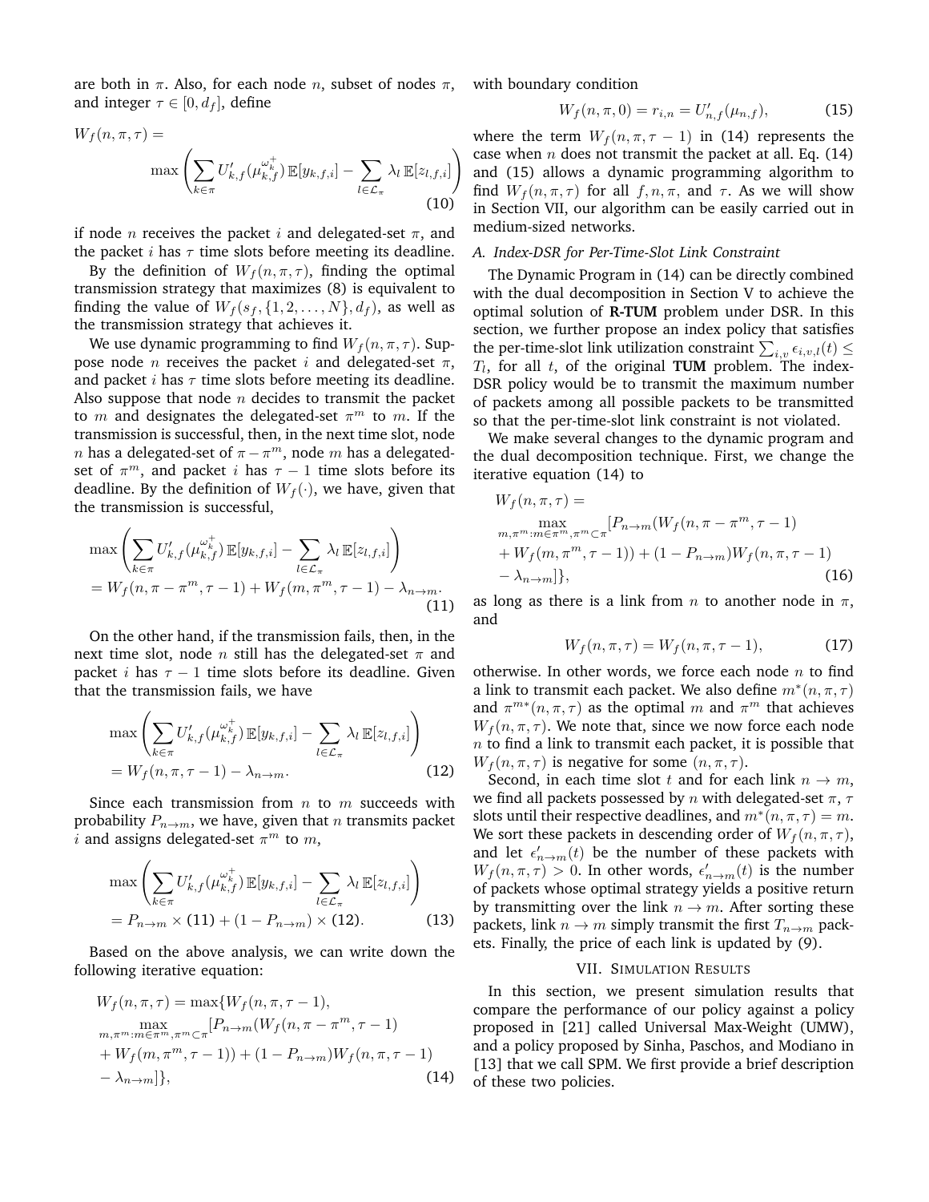are both in $\pi$. Also, for each node $n$, subset of nodes $\pi$, and integer $\tau \in [0, d_f]$, define

$$W_f(n, \pi, \tau) = \max\left(\sum_{k\in\pi} U'_{k,f}(\mu_{k,f}^{\omega_k^+})\,\mathbb{E}[y_{k,f,i}] - \sum_{l\in\mathcal{L}_\pi} \lambda_l\,\mathbb{E}[z_{l,f,i}]\right) \tag{10}$$

if node $n$ receives the packet $i$ and delegated-set $\pi$, and the packet $i$ has $\tau$ time slots before meeting its deadline.

By the definition of $W_f(n, \pi, \tau)$, finding the optimal transmission strategy that maximizes (8) is equivalent to finding the value of $W_f(s_f, \{1, 2, \dots, N\}, d_f)$, as well as the transmission strategy that achieves it.

We use dynamic programming to find $W_f(n, \pi, \tau)$. Suppose node $n$ receives the packet $i$ and delegated-set $\pi$, and packet $i$ has $\tau$ time slots before meeting its deadline. Also suppose that node $n$ decides to transmit the packet to $m$ and designates the delegated-set $\pi^m$ to $m$. If the transmission is successful, then, in the next time slot, node $n$ has a delegated-set of $\pi - \pi^m$, node $m$ has a delegated-set of $\pi^m$, and packet $i$ has $\tau - 1$ time slots before its deadline. By the definition of $W_f(\cdot)$, we have, given that the transmission is successful,

$$\begin{aligned}
&\max\left(\sum_{k\in\pi} U'_{k,f}(\mu_{k,f}^{\omega_k^+})\,\mathbb{E}[y_{k,f,i}] - \sum_{l\in\mathcal{L}_\pi} \lambda_l\,\mathbb{E}[z_{l,f,i}]\right)\\
&= W_f(n, \pi - \pi^m, \tau - 1) + W_f(m, \pi^m, \tau - 1) - \lambda_{n\to m}.
\end{aligned} \tag{11}$$

On the other hand, if the transmission fails, then, in the next time slot, node $n$ still has the delegated-set $\pi$ and packet $i$ has $\tau - 1$ time slots before its deadline. Given that the transmission fails, we have

$$\begin{aligned}
&\max\left(\sum_{k\in\pi} U'_{k,f}(\mu_{k,f}^{\omega_k^+})\,\mathbb{E}[y_{k,f,i}] - \sum_{l\in\mathcal{L}_\pi} \lambda_l\,\mathbb{E}[z_{l,f,i}]\right)\\
&= W_f(n, \pi, \tau - 1) - \lambda_{n\to m}.
\end{aligned} \tag{12}$$

Since each transmission from $n$ to $m$ succeeds with probability $P_{n\to m}$, we have, given that $n$ transmits packet $i$ and assigns delegated-set $\pi^m$ to $m$,

$$\begin{aligned}
&\max\left(\sum_{k\in\pi} U'_{k,f}(\mu_{k,f}^{\omega_k^+})\,\mathbb{E}[y_{k,f,i}] - \sum_{l\in\mathcal{L}_\pi} \lambda_l\,\mathbb{E}[z_{l,f,i}]\right)\\
&= P_{n\to m} \times (11) + (1 - P_{n\to m}) \times (12).
\end{aligned} \tag{13}$$

Based on the above analysis, we can write down the following iterative equation:

$$\begin{aligned}
W_f(n, \pi, \tau) = \max\{&W_f(n, \pi, \tau - 1),\\
&\max_{m,\pi^m: m\in\pi^m, \pi^m\subset\pi}[P_{n\to m}(W_f(n, \pi - \pi^m, \tau - 1)\\
&+ W_f(m, \pi^m, \tau - 1)) + (1 - P_{n\to m})W_f(n, \pi, \tau - 1)\\
&- \lambda_{n\to m}]\},
\end{aligned} \tag{14}$$

with boundary condition

$$W_f(n, \pi, 0) = r_{i,n} = U'_{n,f}(\mu_{n,f}), \tag{15}$$

where the term $W_f(n, \pi, \tau - 1)$ in (14) represents the case when $n$ does not transmit the packet at all. Eq. (14) and (15) allows a dynamic programming algorithm to find $W_f(n, \pi, \tau)$ for all $f, n, \pi$, and $\tau$. As we will show in Section VII, our algorithm can be easily carried out in medium-sized networks.

### A. Index-DSR for Per-Time-Slot Link Constraint

The Dynamic Program in (14) can be directly combined with the dual decomposition in Section V to achieve the optimal solution of **R-TUM** problem under DSR. In this section, we further propose an index policy that satisfies the per-time-slot link utilization constraint $\sum_{i,v} \epsilon_{i,v,l}(t) \le T_l$, for all $t$, of the original **TUM** problem. The index-DSR policy would be to transmit the maximum number of packets among all possible packets to be transmitted so that the per-time-slot link constraint is not violated.

We make several changes to the dynamic program and the dual decomposition technique. First, we change the iterative equation (14) to

$$\begin{aligned}
W_f(n, \pi, \tau) = &\max_{m,\pi^m: m\in\pi^m, \pi^m\subset\pi}[P_{n\to m}(W_f(n, \pi - \pi^m, \tau - 1)\\
&+ W_f(m, \pi^m, \tau - 1)) + (1 - P_{n\to m})W_f(n, \pi, \tau - 1)\\
&- \lambda_{n\to m}]\},
\end{aligned} \tag{16}$$

as long as there is a link from $n$ to another node in $\pi$, and

$$W_f(n, \pi, \tau) = W_f(n, \pi, \tau - 1), \tag{17}$$

otherwise. In other words, we force each node $n$ to find a link to transmit each packet. We also define $m^*(n, \pi, \tau)$ and $\pi^{m*}(n, \pi, \tau)$ as the optimal $m$ and $\pi^m$ that achieves $W_f(n, \pi, \tau)$. We note that, since we now force each node $n$ to find a link to transmit each packet, it is possible that $W_f(n, \pi, \tau)$ is negative for some $(n, \pi, \tau)$.

Second, in each time slot $t$ and for each link $n \to m$, we find all packets possessed by $n$ with delegated-set $\pi$, $\tau$ slots until their respective deadlines, and $m^*(n, \pi, \tau) = m$. We sort these packets in descending order of $W_f(n, \pi, \tau)$, and let $\epsilon'_{n\to m}(t)$ be the number of these packets with $W_f(n, \pi, \tau) > 0$. In other words, $\epsilon'_{n\to m}(t)$ is the number of packets whose optimal strategy yields a positive return by transmitting over the link $n \to m$. After sorting these packets, link $n \to m$ simply transmit the first $T_{n\to m}$ packets. Finally, the price of each link is updated by (9).

## VII. Simulation Results

In this section, we present simulation results that compare the performance of our policy against a policy proposed in [21] called Universal Max-Weight (UMW), and a policy proposed by Sinha, Paschos, and Modiano in [13] that we call SPM. We first provide a brief description of these two policies.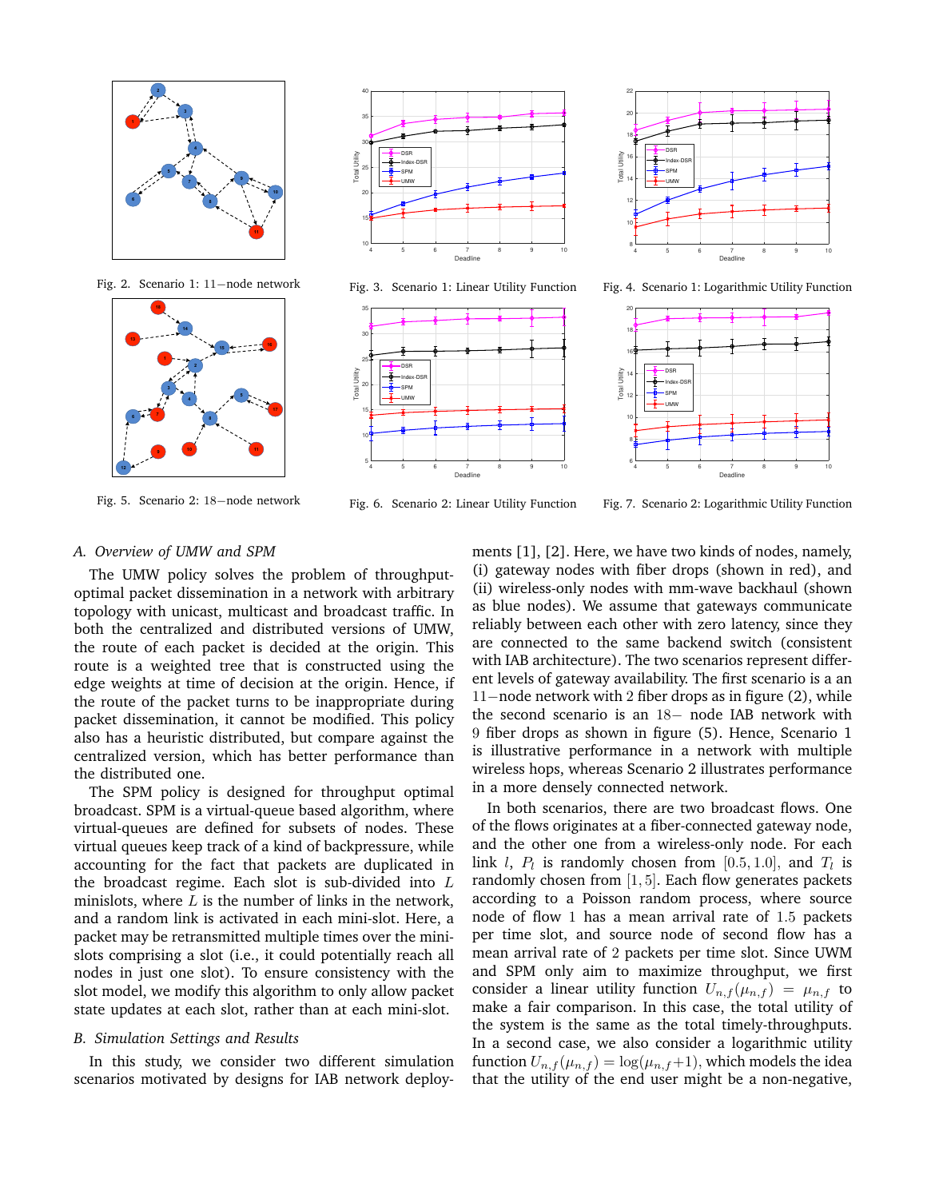Fig. 2. Scenario 1: 11−node network

Fig. 3. Scenario 1: Linear Utility Function

Fig. 4. Scenario 1: Logarithmic Utility Function

Fig. 5. Scenario 2: 18−node network

Fig. 6. Scenario 2: Linear Utility Function

Fig. 7. Scenario 2: Logarithmic Utility Function

### *A. Overview of UMW and SPM*

The UMW policy solves the problem of throughput-optimal packet dissemination in a network with arbitrary topology with unicast, multicast and broadcast traffic. In both the centralized and distributed versions of UMW, the route of each packet is decided at the origin. This route is a weighted tree that is constructed using the edge weights at time of decision at the origin. Hence, if the route of the packet turns to be inappropriate during packet dissemination, it cannot be modified. This policy also has a heuristic distributed, but compare against the centralized version, which has better performance than the distributed one.

The SPM policy is designed for throughput optimal broadcast. SPM is a virtual-queue based algorithm, where virtual-queues are defined for subsets of nodes. These virtual queues keep track of a kind of backpressure, while accounting for the fact that packets are duplicated in the broadcast regime. Each slot is sub-divided into $L$ minislots, where $L$ is the number of links in the network, and a random link is activated in each mini-slot. Here, a packet may be retransmitted multiple times over the mini-slots comprising a slot (i.e., it could potentially reach all nodes in just one slot). To ensure consistency with the slot model, we modify this algorithm to only allow packet state updates at each slot, rather than at each mini-slot.

### *B. Simulation Settings and Results*

In this study, we consider two different simulation scenarios motivated by designs for IAB network deployments [1], [2]. Here, we have two kinds of nodes, namely, (i) gateway nodes with fiber drops (shown in red), and (ii) wireless-only nodes with mm-wave backhaul (shown as blue nodes). We assume that gateways communicate reliably between each other with zero latency, since they are connected to the same backend switch (consistent with IAB architecture). The two scenarios represent different levels of gateway availability. The first scenario is a an $11-$node network with $2$ fiber drops as in figure (2), while the second scenario is an $18-$ node IAB network with $9$ fiber drops as shown in figure (5). Hence, Scenario 1 is illustrative performance in a network with multiple wireless hops, whereas Scenario 2 illustrates performance in a more densely connected network.

In both scenarios, there are two broadcast flows. One of the flows originates at a fiber-connected gateway node, and the other one from a wireless-only node. For each link $l$, $P_l$ is randomly chosen from $[0.5, 1.0]$, and $T_l$ is randomly chosen from $[1, 5]$. Each flow generates packets according to a Poisson random process, where source node of flow $1$ has a mean arrival rate of $1.5$ packets per time slot, and source node of second flow has a mean arrival rate of $2$ packets per time slot. Since UWM and SPM only aim to maximize throughput, we first consider a linear utility function $U_{n,f}(\mu_{n,f}) = \mu_{n,f}$ to make a fair comparison. In this case, the total utility of the system is the same as the total timely-throughputs. In a second case, we also consider a logarithmic utility function $U_{n,f}(\mu_{n,f}) = \log(\mu_{n,f}+1)$, which models the idea that the utility of the end user might be a non-negative,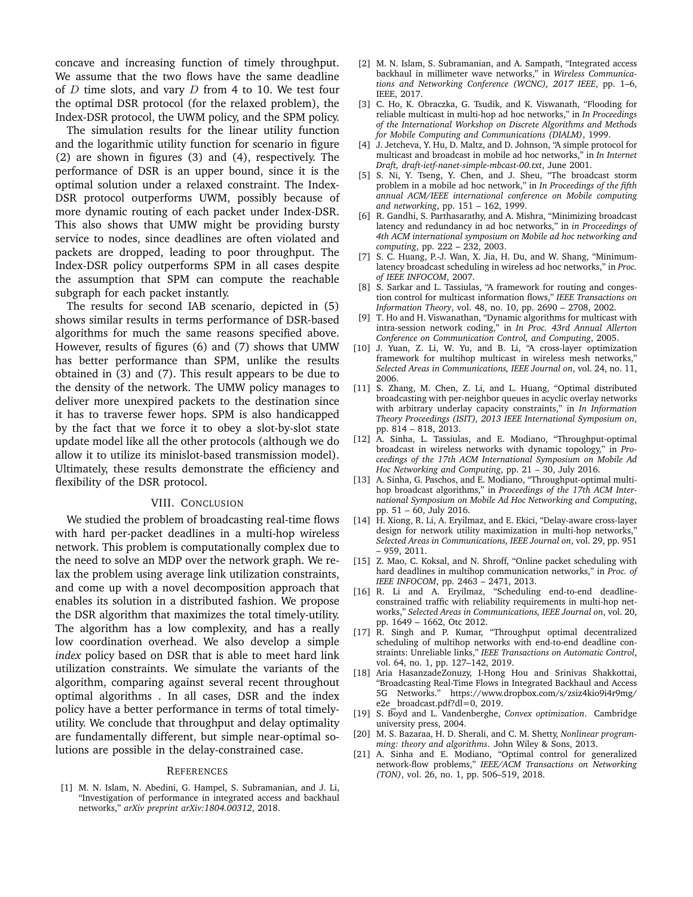concave and increasing function of timely throughput. We assume that the two flows have the same deadline of $D$ time slots, and vary $D$ from 4 to 10. We test four the optimal DSR protocol (for the relaxed problem), the Index-DSR protocol, the UWM policy, and the SPM policy.

The simulation results for the linear utility function and the logarithmic utility function for scenario in figure (2) are shown in figures (3) and (4), respectively. The performance of DSR is an upper bound, since it is the optimal solution under a relaxed constraint. The Index-DSR protocol outperforms UWM, possibly because of more dynamic routing of each packet under Index-DSR. This also shows that UMW might be providing bursty service to nodes, since deadlines are often violated and packets are dropped, leading to poor throughput. The Index-DSR policy outperforms SPM in all cases despite the assumption that SPM can compute the reachable subgraph for each packet instantly.

The results for second IAB scenario, depicted in (5) shows similar results in terms performance of DSR-based algorithms for much the same reasons specified above. However, results of figures (6) and (7) shows that UMW has better performance than SPM, unlike the results obtained in (3) and (7). This result appears to be due to the density of the network. The UMW policy manages to deliver more unexpired packets to the destination since it has to traverse fewer hops. SPM is also handicapped by the fact that we force it to obey a slot-by-slot state update model like all the other protocols (although we do allow it to utilize its minislot-based transmission model). Ultimately, these results demonstrate the efficiency and flexibility of the DSR protocol.

## VIII. Conclusion

We studied the problem of broadcasting real-time flows with hard per-packet deadlines in a multi-hop wireless network. This problem is computationally complex due to the need to solve an MDP over the network graph. We relax the problem using average link utilization constraints, and come up with a novel decomposition approach that enables its solution in a distributed fashion. We propose the DSR algorithm that maximizes the total timely-utility. The algorithm has a low complexity, and has a really low coordination overhead. We also develop a simple *index* policy based on DSR that is able to meet hard link utilization constraints. We simulate the variants of the algorithm, comparing against several recent throughout optimal algorithms . In all cases, DSR and the index policy have a better performance in terms of total timely-utility. We conclude that throughput and delay optimality are fundamentally different, but simple near-optimal solutions are possible in the delay-constrained case.

## References

[1] M. N. Islam, N. Abedini, G. Hampel, S. Subramanian, and J. Li, "Investigation of performance in integrated access and backhaul networks," *arXiv preprint arXiv:1804.00312*, 2018.

[2] M. N. Islam, S. Subramanian, and A. Sampath, "Integrated access backhaul in millimeter wave networks," in *Wireless Communications and Networking Conference (WCNC), 2017 IEEE*, pp. 1–6, IEEE, 2017.

[3] C. Ho, K. Obraczka, G. Tsudik, and K. Viswanath, "Flooding for reliable multicast in multi-hop ad hoc networks," in *In Proceedings of the International Workshop on Discrete Algorithms and Methods for Mobile Computing and Communications (DIALM)*, 1999.

[4] J. Jetcheva, Y. Hu, D. Maltz, and D. Johnson, "A simple protocol for multicast and broadcast in mobile ad hoc networks," in *In Internet Draft, draft-ietf-nanet-simple-mbcast-00.txt*, June 2001.

[5] S. Ni, Y. Tseng, Y. Chen, and J. Sheu, "The broadcast storm problem in a mobile ad hoc network," in *In Proceedings of the fifth annual ACM/IEEE international conference on Mobile computing and networking*, pp. 151 – 162, 1999.

[6] R. Gandhi, S. Parthasarathy, and A. Mishra, "Minimizing broadcast latency and redundancy in ad hoc networks," in *in Proceedings of 4th ACM international symposium on Mobile ad hoc networking and computing*, pp. 222 – 232, 2003.

[7] S. C. Huang, P.-J. Wan, X. Jia, H. Du, and W. Shang, "Minimum-latency broadcast scheduling in wireless ad hoc networks," in *Proc. of IEEE INFOCOM*, 2007.

[8] S. Sarkar and L. Tassiulas, "A framework for routing and congestion control for multicast information flows," *IEEE Transactions on Information Theory*, vol. 48, no. 10, pp. 2690 – 2708, 2002.

[9] T. Ho and H. Viswanathan, "Dynamic algorithms for multicast with intra-session network coding," in *In Proc. 43rd Annual Allerton Conference on Communication Control, and Computing*, 2005.

[10] J. Yuan, Z. Li, W. Yu, and B. Li, "A cross-layer optimization framework for multihop multicast in wireless mesh networks," *Selected Areas in Communications, IEEE Journal on*, vol. 24, no. 11, 2006.

[11] S. Zhang, M. Chen, Z. Li, and L. Huang, "Optimal distributed broadcasting with per-neighbor queues in acyclic overlay networks with arbitrary underlay capacity constraints," in *In Information Theory Proceedings (ISIT), 2013 IEEE International Symposium on*, pp. 814 – 818, 2013.

[12] A. Sinha, L. Tassiulas, and E. Modiano, "Throughput-optimal broadcast in wireless networks with dynamic topology," in *Proceedings of the 17th ACM International Symposium on Mobile Ad Hoc Networking and Computing*, pp. 21 – 30, July 2016.

[13] A. Sinha, G. Paschos, and E. Modiano, "Throughput-optimal multihop broadcast algorithms," in *Proceedings of the 17th ACM International Symposium on Mobile Ad Hoc Networking and Computing*, pp. 51 – 60, July 2016.

[14] H. Xiong, R. Li, A. Eryilmaz, and E. Ekici, "Delay-aware cross-layer design for network utility maximization in multi-hop networks," *Selected Areas in Communications, IEEE Journal on*, vol. 29, pp. 951 – 959, 2011.

[15] Z. Mao, C. Koksal, and N. Shroff, "Online packet scheduling with hard deadlines in multihop communication networks," in *Proc. of IEEE INFOCOM*, pp. 2463 – 2471, 2013.

[16] R. Li and A. Eryilmaz, "Scheduling end-to-end deadline-constrained traffic with reliability requirements in multi-hop networks," *Selected Areas in Communications, IEEE Journal on*, vol. 20, pp. 1649 – 1662, Otc 2012.

[17] R. Singh and P. Kumar, "Throughput optimal decentralized scheduling of multihop networks with end-to-end deadline constraints: Unreliable links," *IEEE Transactions on Automatic Control*, vol. 64, no. 1, pp. 127–142, 2019.

[18] Aria HasanzadeZonuzy, I-Hong Hou and Srinivas Shakkottai, "Broadcasting Real-Time Flows in Integrated Backhaul and Access 5G Networks." https://www.dropbox.com/s/zsiz4kio9i4r9mg/e2e_broadcast.pdf?dl=0, 2019.

[19] S. Boyd and L. Vandenberghe, *Convex optimization*. Cambridge university press, 2004.

[20] M. S. Bazaraa, H. D. Sherali, and C. M. Shetty, *Nonlinear programming: theory and algorithms*. John Wiley & Sons, 2013.

[21] A. Sinha and E. Modiano, "Optimal control for generalized network-flow problems," *IEEE/ACM Transactions on Networking (TON)*, vol. 26, no. 1, pp. 506–519, 2018.